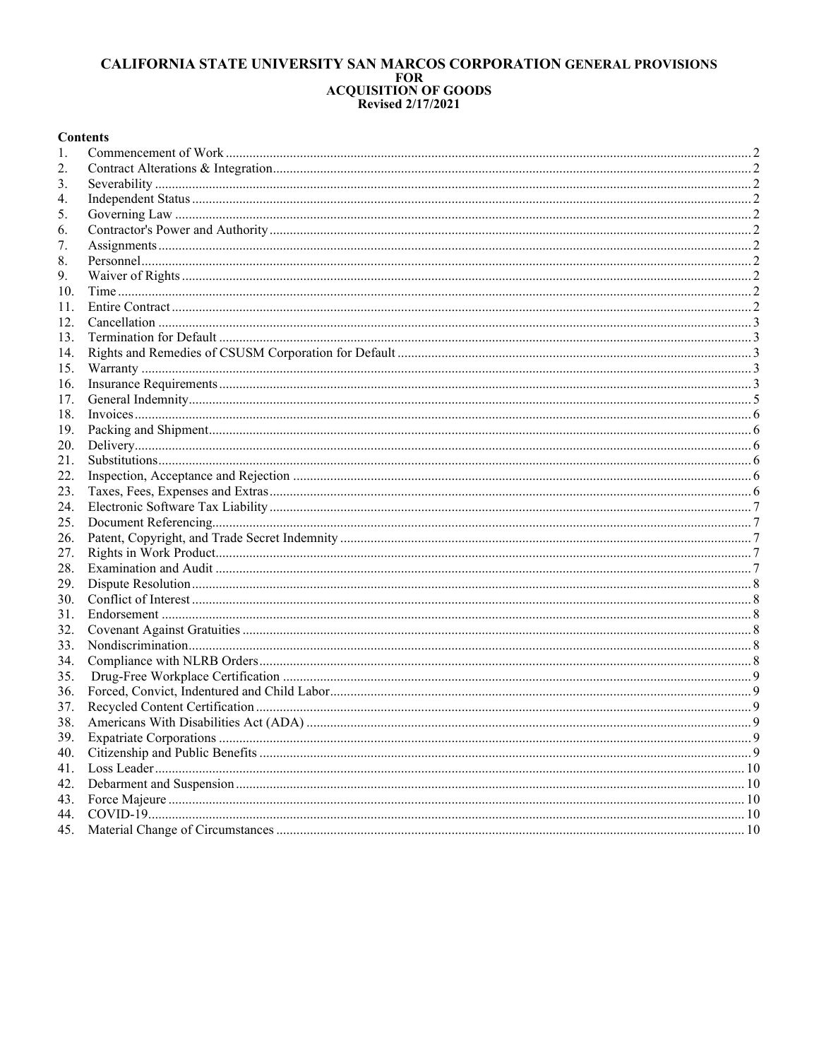# CALIFORNIA STATE UNIVERSITY SAN MARCOS CORPORATION GENERAL PROVISIONS FOR ACQUISITION OF GOODS

**Revised 2/17/2021**

**Contents**

1. Commencement of Work ..... 2
2. Contract Alterations & Integration ..... 2
3. Severability ..... 2
4. Independent Status ..... 2
5. Governing Law ..... 2
6. Contractor's Power and Authority ..... 2
7. Assignments ..... 2
8. Personnel ..... 2
9. Waiver of Rights ..... 2
10. Time ..... 2
11. Entire Contract ..... 2
12. Cancellation ..... 3
13. Termination for Default ..... 3
14. Rights and Remedies of CSUSM Corporation for Default ..... 3
15. Warranty ..... 3
16. Insurance Requirements ..... 3
17. General Indemnity ..... 5
18. Invoices ..... 6
19. Packing and Shipment ..... 6
20. Delivery ..... 6
21. Substitutions ..... 6
22. Inspection, Acceptance and Rejection ..... 6
23. Taxes, Fees, Expenses and Extras ..... 6
24. Electronic Software Tax Liability ..... 7
25. Document Referencing ..... 7
26. Patent, Copyright, and Trade Secret Indemnity ..... 7
27. Rights in Work Product ..... 7
28. Examination and Audit ..... 7
29. Dispute Resolution ..... 8
30. Conflict of Interest ..... 8
31. Endorsement ..... 8
32. Covenant Against Gratuities ..... 8
33. Nondiscrimination ..... 8
34. Compliance with NLRB Orders ..... 8
35. Drug-Free Workplace Certification ..... 9
36. Forced, Convict, Indentured and Child Labor ..... 9
37. Recycled Content Certification ..... 9
38. Americans With Disabilities Act (ADA) ..... 9
39. Expatriate Corporations ..... 9
40. Citizenship and Public Benefits ..... 9
41. Loss Leader ..... 10
42. Debarment and Suspension ..... 10
43. Force Majeure ..... 10
44. COVID-19 ..... 10
45. Material Change of Circumstances ..... 10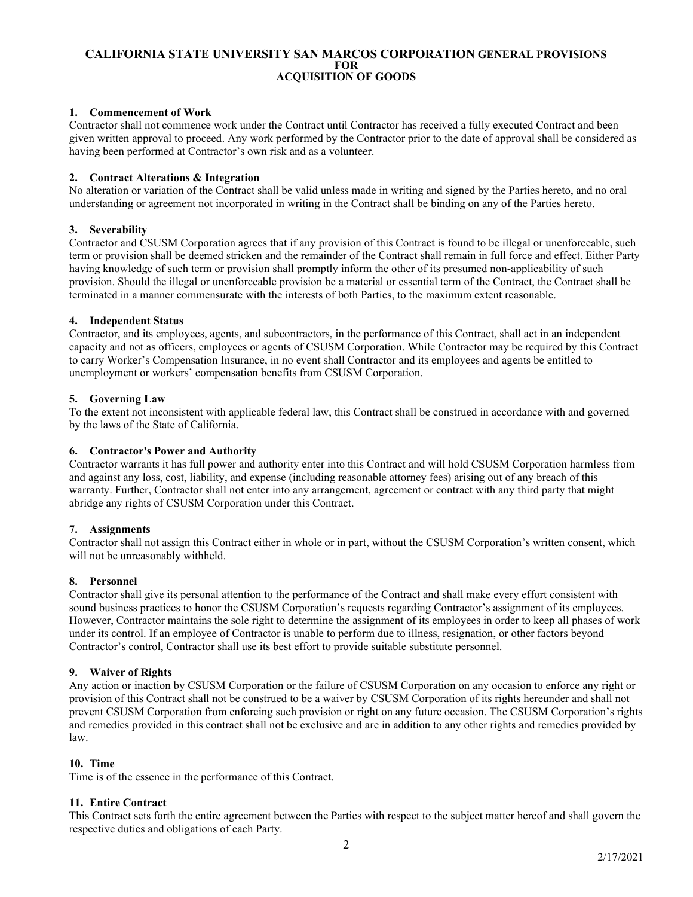# CALIFORNIA STATE UNIVERSITY SAN MARCOS CORPORATION GENERAL PROVISIONS FOR ACQUISITION OF GOODS

### 1. Commencement of Work

Contractor shall not commence work under the Contract until Contractor has received a fully executed Contract and been given written approval to proceed. Any work performed by the Contractor prior to the date of approval shall be considered as having been performed at Contractor's own risk and as a volunteer.

### 2. Contract Alterations & Integration

No alteration or variation of the Contract shall be valid unless made in writing and signed by the Parties hereto, and no oral understanding or agreement not incorporated in writing in the Contract shall be binding on any of the Parties hereto.

### 3. Severability

Contractor and CSUSM Corporation agrees that if any provision of this Contract is found to be illegal or unenforceable, such term or provision shall be deemed stricken and the remainder of the Contract shall remain in full force and effect. Either Party having knowledge of such term or provision shall promptly inform the other of its presumed non-applicability of such provision. Should the illegal or unenforceable provision be a material or essential term of the Contract, the Contract shall be terminated in a manner commensurate with the interests of both Parties, to the maximum extent reasonable.

### 4. Independent Status

Contractor, and its employees, agents, and subcontractors, in the performance of this Contract, shall act in an independent capacity and not as officers, employees or agents of CSUSM Corporation. While Contractor may be required by this Contract to carry Worker's Compensation Insurance, in no event shall Contractor and its employees and agents be entitled to unemployment or workers' compensation benefits from CSUSM Corporation.

### 5. Governing Law

To the extent not inconsistent with applicable federal law, this Contract shall be construed in accordance with and governed by the laws of the State of California.

### 6. Contractor's Power and Authority

Contractor warrants it has full power and authority enter into this Contract and will hold CSUSM Corporation harmless from and against any loss, cost, liability, and expense (including reasonable attorney fees) arising out of any breach of this warranty. Further, Contractor shall not enter into any arrangement, agreement or contract with any third party that might abridge any rights of CSUSM Corporation under this Contract.

### 7. Assignments

Contractor shall not assign this Contract either in whole or in part, without the CSUSM Corporation's written consent, which will not be unreasonably withheld.

### 8. Personnel

Contractor shall give its personal attention to the performance of the Contract and shall make every effort consistent with sound business practices to honor the CSUSM Corporation's requests regarding Contractor's assignment of its employees. However, Contractor maintains the sole right to determine the assignment of its employees in order to keep all phases of work under its control. If an employee of Contractor is unable to perform due to illness, resignation, or other factors beyond Contractor's control, Contractor shall use its best effort to provide suitable substitute personnel.

### 9. Waiver of Rights

Any action or inaction by CSUSM Corporation or the failure of CSUSM Corporation on any occasion to enforce any right or provision of this Contract shall not be construed to be a waiver by CSUSM Corporation of its rights hereunder and shall not prevent CSUSM Corporation from enforcing such provision or right on any future occasion. The CSUSM Corporation's rights and remedies provided in this contract shall not be exclusive and are in addition to any other rights and remedies provided by law.

### 10. Time

Time is of the essence in the performance of this Contract.

### 11. Entire Contract

This Contract sets forth the entire agreement between the Parties with respect to the subject matter hereof and shall govern the respective duties and obligations of each Party.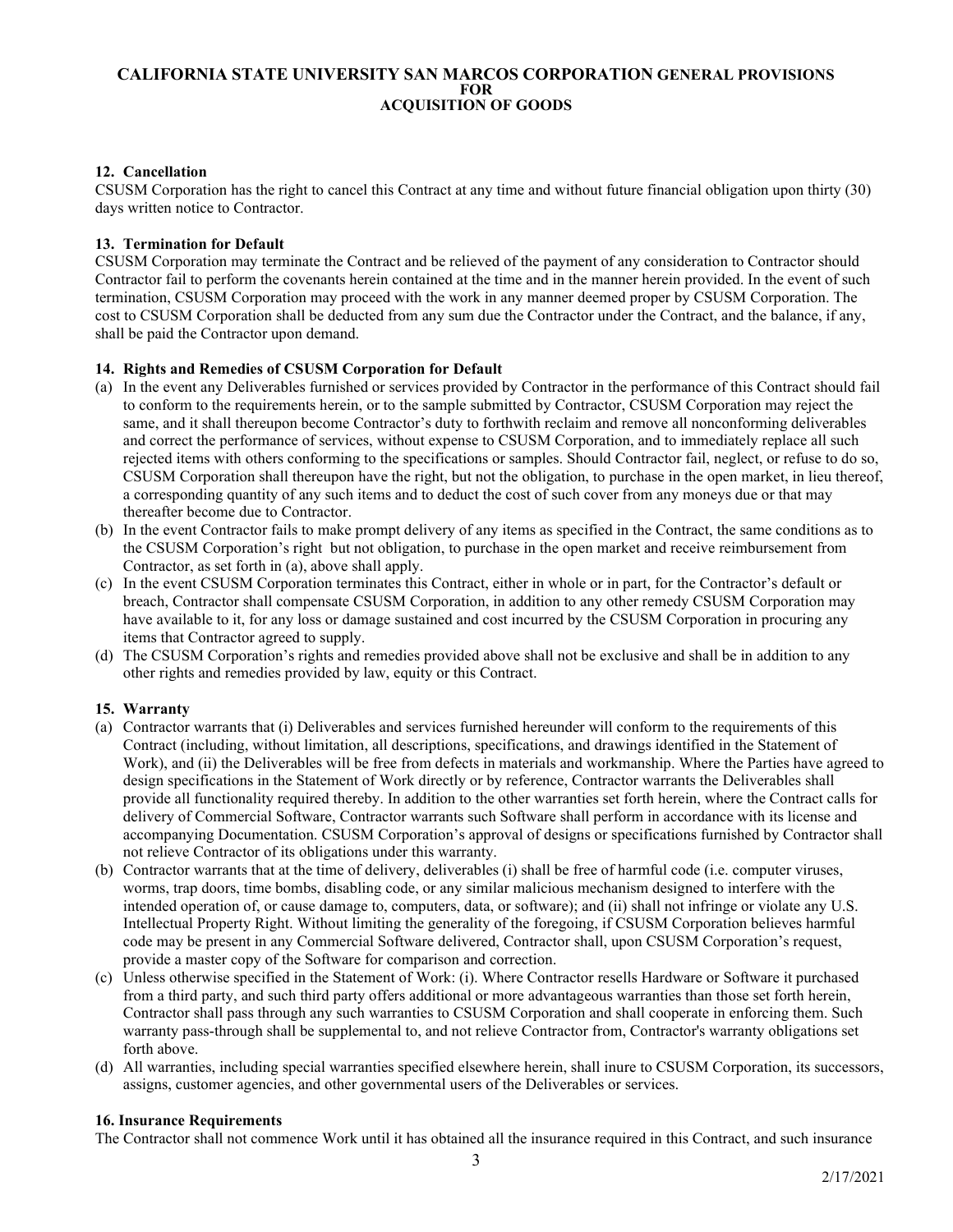#### 12. Cancellation

CSUSM Corporation has the right to cancel this Contract at any time and without future financial obligation upon thirty (30) days written notice to Contractor.

#### 13. Termination for Default

CSUSM Corporation may terminate the Contract and be relieved of the payment of any consideration to Contractor should Contractor fail to perform the covenants herein contained at the time and in the manner herein provided. In the event of such termination, CSUSM Corporation may proceed with the work in any manner deemed proper by CSUSM Corporation. The cost to CSUSM Corporation shall be deducted from any sum due the Contractor under the Contract, and the balance, if any, shall be paid the Contractor upon demand.

#### 14. Rights and Remedies of CSUSM Corporation for Default

(a) In the event any Deliverables furnished or services provided by Contractor in the performance of this Contract should fail to conform to the requirements herein, or to the sample submitted by Contractor, CSUSM Corporation may reject the same, and it shall thereupon become Contractor's duty to forthwith reclaim and remove all nonconforming deliverables and correct the performance of services, without expense to CSUSM Corporation, and to immediately replace all such rejected items with others conforming to the specifications or samples. Should Contractor fail, neglect, or refuse to do so, CSUSM Corporation shall thereupon have the right, but not the obligation, to purchase in the open market, in lieu thereof, a corresponding quantity of any such items and to deduct the cost of such cover from any moneys due or that may thereafter become due to Contractor.

(b) In the event Contractor fails to make prompt delivery of any items as specified in the Contract, the same conditions as to the CSUSM Corporation's right but not obligation, to purchase in the open market and receive reimbursement from Contractor, as set forth in (a), above shall apply.

(c) In the event CSUSM Corporation terminates this Contract, either in whole or in part, for the Contractor's default or breach, Contractor shall compensate CSUSM Corporation, in addition to any other remedy CSUSM Corporation may have available to it, for any loss or damage sustained and cost incurred by the CSUSM Corporation in procuring any items that Contractor agreed to supply.

(d) The CSUSM Corporation's rights and remedies provided above shall not be exclusive and shall be in addition to any other rights and remedies provided by law, equity or this Contract.

#### 15. Warranty

(a) Contractor warrants that (i) Deliverables and services furnished hereunder will conform to the requirements of this Contract (including, without limitation, all descriptions, specifications, and drawings identified in the Statement of Work), and (ii) the Deliverables will be free from defects in materials and workmanship. Where the Parties have agreed to design specifications in the Statement of Work directly or by reference, Contractor warrants the Deliverables shall provide all functionality required thereby. In addition to the other warranties set forth herein, where the Contract calls for delivery of Commercial Software, Contractor warrants such Software shall perform in accordance with its license and accompanying Documentation. CSUSM Corporation's approval of designs or specifications furnished by Contractor shall not relieve Contractor of its obligations under this warranty.

(b) Contractor warrants that at the time of delivery, deliverables (i) shall be free of harmful code (i.e. computer viruses, worms, trap doors, time bombs, disabling code, or any similar malicious mechanism designed to interfere with the intended operation of, or cause damage to, computers, data, or software); and (ii) shall not infringe or violate any U.S. Intellectual Property Right. Without limiting the generality of the foregoing, if CSUSM Corporation believes harmful code may be present in any Commercial Software delivered, Contractor shall, upon CSUSM Corporation's request, provide a master copy of the Software for comparison and correction.

(c) Unless otherwise specified in the Statement of Work: (i). Where Contractor resells Hardware or Software it purchased from a third party, and such third party offers additional or more advantageous warranties than those set forth herein, Contractor shall pass through any such warranties to CSUSM Corporation and shall cooperate in enforcing them. Such warranty pass-through shall be supplemental to, and not relieve Contractor from, Contractor's warranty obligations set forth above.

(d) All warranties, including special warranties specified elsewhere herein, shall inure to CSUSM Corporation, its successors, assigns, customer agencies, and other governmental users of the Deliverables or services.

#### 16. Insurance Requirements

The Contractor shall not commence Work until it has obtained all the insurance required in this Contract, and such insurance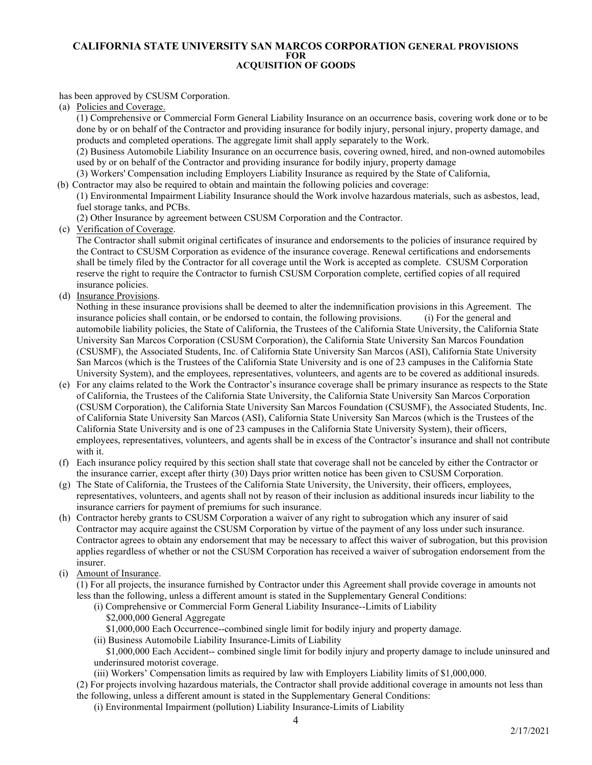has been approved by CSUSM Corporation.

(a) Policies and Coverage.

(1) Comprehensive or Commercial Form General Liability Insurance on an occurrence basis, covering work done or to be done by or on behalf of the Contractor and providing insurance for bodily injury, personal injury, property damage, and products and completed operations. The aggregate limit shall apply separately to the Work.

(2) Business Automobile Liability Insurance on an occurrence basis, covering owned, hired, and non-owned automobiles used by or on behalf of the Contractor and providing insurance for bodily injury, property damage

(3) Workers' Compensation including Employers Liability Insurance as required by the State of California,

(b) Contractor may also be required to obtain and maintain the following policies and coverage:

(1) Environmental Impairment Liability Insurance should the Work involve hazardous materials, such as asbestos, lead, fuel storage tanks, and PCBs.

(2) Other Insurance by agreement between CSUSM Corporation and the Contractor.

(c) Verification of Coverage.

The Contractor shall submit original certificates of insurance and endorsements to the policies of insurance required by the Contract to CSUSM Corporation as evidence of the insurance coverage. Renewal certifications and endorsements shall be timely filed by the Contractor for all coverage until the Work is accepted as complete. CSUSM Corporation reserve the right to require the Contractor to furnish CSUSM Corporation complete, certified copies of all required insurance policies.

(d) Insurance Provisions.

Nothing in these insurance provisions shall be deemed to alter the indemnification provisions in this Agreement. The insurance policies shall contain, or be endorsed to contain, the following provisions. (i) For the general and automobile liability policies, the State of California, the Trustees of the California State University, the California State University San Marcos Corporation (CSUSM Corporation), the California State University San Marcos Foundation (CSUSMF), the Associated Students, Inc. of California State University San Marcos (ASI), California State University San Marcos (which is the Trustees of the California State University and is one of 23 campuses in the California State University System), and the employees, representatives, volunteers, and agents are to be covered as additional insureds.

(e) For any claims related to the Work the Contractor's insurance coverage shall be primary insurance as respects to the State of California, the Trustees of the California State University, the California State University San Marcos Corporation (CSUSM Corporation), the California State University San Marcos Foundation (CSUSMF), the Associated Students, Inc. of California State University San Marcos (ASI), California State University San Marcos (which is the Trustees of the California State University and is one of 23 campuses in the California State University System), their officers, employees, representatives, volunteers, and agents shall be in excess of the Contractor's insurance and shall not contribute with it.

(f) Each insurance policy required by this section shall state that coverage shall not be canceled by either the Contractor or the insurance carrier, except after thirty (30) Days prior written notice has been given to CSUSM Corporation.

(g) The State of California, the Trustees of the California State University, the University, their officers, employees, representatives, volunteers, and agents shall not by reason of their inclusion as additional insureds incur liability to the insurance carriers for payment of premiums for such insurance.

(h) Contractor hereby grants to CSUSM Corporation a waiver of any right to subrogation which any insurer of said Contractor may acquire against the CSUSM Corporation by virtue of the payment of any loss under such insurance. Contractor agrees to obtain any endorsement that may be necessary to affect this waiver of subrogation, but this provision applies regardless of whether or not the CSUSM Corporation has received a waiver of subrogation endorsement from the insurer.

(i) Amount of Insurance.

(1) For all projects, the insurance furnished by Contractor under this Agreement shall provide coverage in amounts not less than the following, unless a different amount is stated in the Supplementary General Conditions:

(i) Comprehensive or Commercial Form General Liability Insurance--Limits of Liability
$2,000,000 General Aggregate
$1,000,000 Each Occurrence--combined single limit for bodily injury and property damage.

(ii) Business Automobile Liability Insurance-Limits of Liability
$1,000,000 Each Accident-- combined single limit for bodily injury and property damage to include uninsured and underinsured motorist coverage.

(iii) Workers' Compensation limits as required by law with Employers Liability limits of $1,000,000.

(2) For projects involving hazardous materials, the Contractor shall provide additional coverage in amounts not less than the following, unless a different amount is stated in the Supplementary General Conditions:

(i) Environmental Impairment (pollution) Liability Insurance-Limits of Liability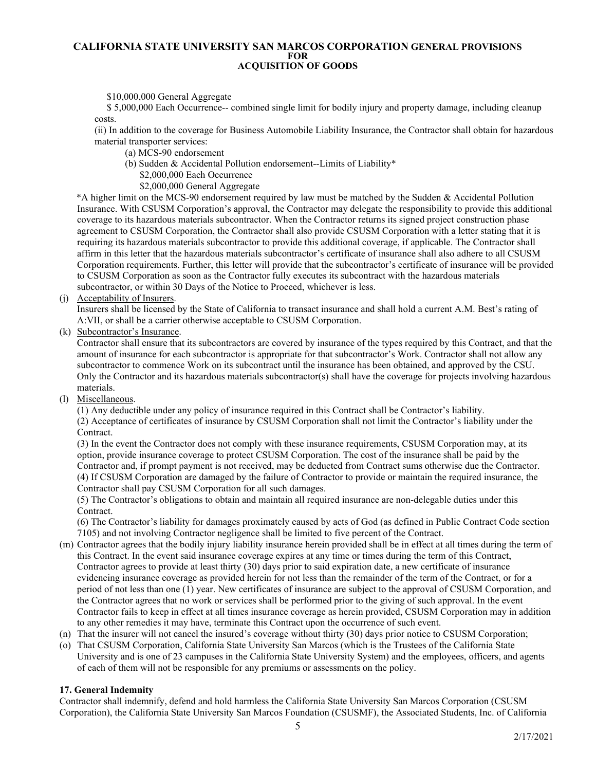$10,000,000 General Aggregate

$ 5,000,000 Each Occurrence-- combined single limit for bodily injury and property damage, including cleanup costs.

(ii) In addition to the coverage for Business Automobile Liability Insurance, the Contractor shall obtain for hazardous material transporter services:

(a) MCS-90 endorsement

(b) Sudden & Accidental Pollution endorsement--Limits of Liability*

$2,000,000 Each Occurrence

$2,000,000 General Aggregate

*A higher limit on the MCS-90 endorsement required by law must be matched by the Sudden & Accidental Pollution Insurance. With CSUSM Corporation's approval, the Contractor may delegate the responsibility to provide this additional coverage to its hazardous materials subcontractor. When the Contractor returns its signed project construction phase agreement to CSUSM Corporation, the Contractor shall also provide CSUSM Corporation with a letter stating that it is requiring its hazardous materials subcontractor to provide this additional coverage, if applicable. The Contractor shall affirm in this letter that the hazardous materials subcontractor's certificate of insurance shall also adhere to all CSUSM Corporation requirements. Further, this letter will provide that the subcontractor's certificate of insurance will be provided to CSUSM Corporation as soon as the Contractor fully executes its subcontract with the hazardous materials subcontractor, or within 30 Days of the Notice to Proceed, whichever is less.

(j) Acceptability of Insurers.
Insurers shall be licensed by the State of California to transact insurance and shall hold a current A.M. Best's rating of A:VII, or shall be a carrier otherwise acceptable to CSUSM Corporation.

(k) Subcontractor's Insurance.
Contractor shall ensure that its subcontractors are covered by insurance of the types required by this Contract, and that the amount of insurance for each subcontractor is appropriate for that subcontractor's Work. Contractor shall not allow any subcontractor to commence Work on its subcontract until the insurance has been obtained, and approved by the CSU. Only the Contractor and its hazardous materials subcontractor(s) shall have the coverage for projects involving hazardous materials.

(l) Miscellaneous.
(1) Any deductible under any policy of insurance required in this Contract shall be Contractor's liability.
(2) Acceptance of certificates of insurance by CSUSM Corporation shall not limit the Contractor's liability under the Contract.
(3) In the event the Contractor does not comply with these insurance requirements, CSUSM Corporation may, at its option, provide insurance coverage to protect CSUSM Corporation. The cost of the insurance shall be paid by the Contractor and, if prompt payment is not received, may be deducted from Contract sums otherwise due the Contractor.
(4) If CSUSM Corporation are damaged by the failure of Contractor to provide or maintain the required insurance, the Contractor shall pay CSUSM Corporation for all such damages.
(5) The Contractor's obligations to obtain and maintain all required insurance are non-delegable duties under this Contract.
(6) The Contractor's liability for damages proximately caused by acts of God (as defined in Public Contract Code section 7105) and not involving Contractor negligence shall be limited to five percent of the Contract.

(m) Contractor agrees that the bodily injury liability insurance herein provided shall be in effect at all times during the term of this Contract. In the event said insurance coverage expires at any time or times during the term of this Contract, Contractor agrees to provide at least thirty (30) days prior to said expiration date, a new certificate of insurance evidencing insurance coverage as provided herein for not less than the remainder of the term of the Contract, or for a period of not less than one (1) year. New certificates of insurance are subject to the approval of CSUSM Corporation, and the Contractor agrees that no work or services shall be performed prior to the giving of such approval. In the event Contractor fails to keep in effect at all times insurance coverage as herein provided, CSUSM Corporation may in addition to any other remedies it may have, terminate this Contract upon the occurrence of such event.

(n) That the insurer will not cancel the insured's coverage without thirty (30) days prior notice to CSUSM Corporation;

(o) That CSUSM Corporation, California State University San Marcos (which is the Trustees of the California State University and is one of 23 campuses in the California State University System) and the employees, officers, and agents of each of them will not be responsible for any premiums or assessments on the policy.

## 17. General Indemnity

Contractor shall indemnify, defend and hold harmless the California State University San Marcos Corporation (CSUSM Corporation), the California State University San Marcos Foundation (CSUSMF), the Associated Students, Inc. of California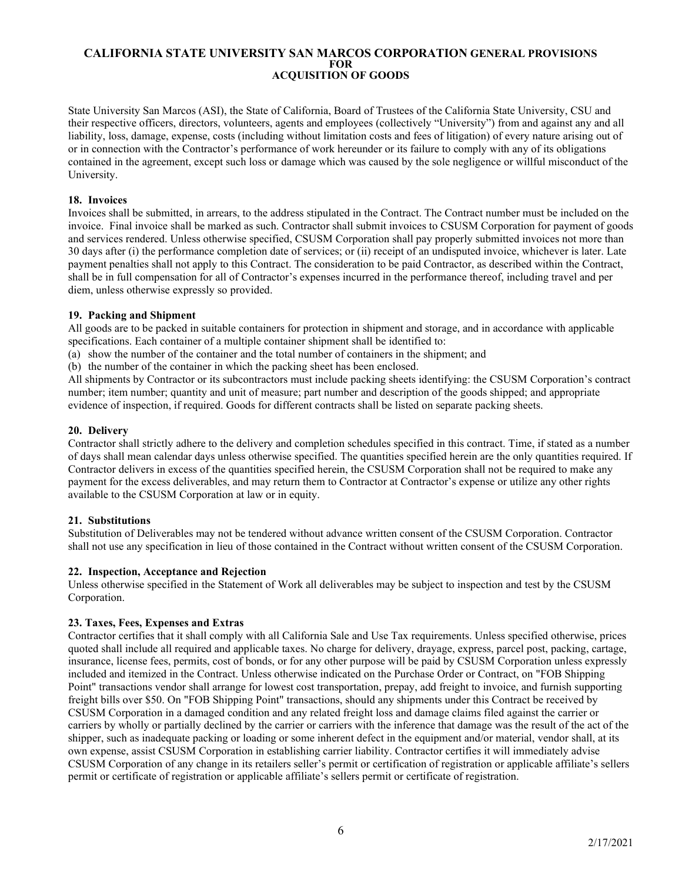State University San Marcos (ASI), the State of California, Board of Trustees of the California State University, CSU and their respective officers, directors, volunteers, agents and employees (collectively "University") from and against any and all liability, loss, damage, expense, costs (including without limitation costs and fees of litigation) of every nature arising out of or in connection with the Contractor's performance of work hereunder or its failure to comply with any of its obligations contained in the agreement, except such loss or damage which was caused by the sole negligence or willful misconduct of the University.

**18. Invoices**

Invoices shall be submitted, in arrears, to the address stipulated in the Contract. The Contract number must be included on the invoice. Final invoice shall be marked as such. Contractor shall submit invoices to CSUSM Corporation for payment of goods and services rendered. Unless otherwise specified, CSUSM Corporation shall pay properly submitted invoices not more than 30 days after (i) the performance completion date of services; or (ii) receipt of an undisputed invoice, whichever is later. Late payment penalties shall not apply to this Contract. The consideration to be paid Contractor, as described within the Contract, shall be in full compensation for all of Contractor's expenses incurred in the performance thereof, including travel and per diem, unless otherwise expressly so provided.

**19. Packing and Shipment**

All goods are to be packed in suitable containers for protection in shipment and storage, and in accordance with applicable specifications. Each container of a multiple container shipment shall be identified to:

(a) show the number of the container and the total number of containers in the shipment; and

(b) the number of the container in which the packing sheet has been enclosed.

All shipments by Contractor or its subcontractors must include packing sheets identifying: the CSUSM Corporation's contract number; item number; quantity and unit of measure; part number and description of the goods shipped; and appropriate evidence of inspection, if required. Goods for different contracts shall be listed on separate packing sheets.

**20. Delivery**

Contractor shall strictly adhere to the delivery and completion schedules specified in this contract. Time, if stated as a number of days shall mean calendar days unless otherwise specified. The quantities specified herein are the only quantities required. If Contractor delivers in excess of the quantities specified herein, the CSUSM Corporation shall not be required to make any payment for the excess deliverables, and may return them to Contractor at Contractor's expense or utilize any other rights available to the CSUSM Corporation at law or in equity.

**21. Substitutions**

Substitution of Deliverables may not be tendered without advance written consent of the CSUSM Corporation. Contractor shall not use any specification in lieu of those contained in the Contract without written consent of the CSUSM Corporation.

**22. Inspection, Acceptance and Rejection**

Unless otherwise specified in the Statement of Work all deliverables may be subject to inspection and test by the CSUSM Corporation.

**23. Taxes, Fees, Expenses and Extras**

Contractor certifies that it shall comply with all California Sale and Use Tax requirements. Unless specified otherwise, prices quoted shall include all required and applicable taxes. No charge for delivery, drayage, express, parcel post, packing, cartage, insurance, license fees, permits, cost of bonds, or for any other purpose will be paid by CSUSM Corporation unless expressly included and itemized in the Contract. Unless otherwise indicated on the Purchase Order or Contract, on "FOB Shipping Point" transactions vendor shall arrange for lowest cost transportation, prepay, add freight to invoice, and furnish supporting freight bills over $50. On "FOB Shipping Point" transactions, should any shipments under this Contract be received by CSUSM Corporation in a damaged condition and any related freight loss and damage claims filed against the carrier or carriers by wholly or partially declined by the carrier or carriers with the inference that damage was the result of the act of the shipper, such as inadequate packing or loading or some inherent defect in the equipment and/or material, vendor shall, at its own expense, assist CSUSM Corporation in establishing carrier liability. Contractor certifies it will immediately advise CSUSM Corporation of any change in its retailers seller's permit or certification of registration or applicable affiliate's sellers permit or certificate of registration or applicable affiliate's sellers permit or certificate of registration.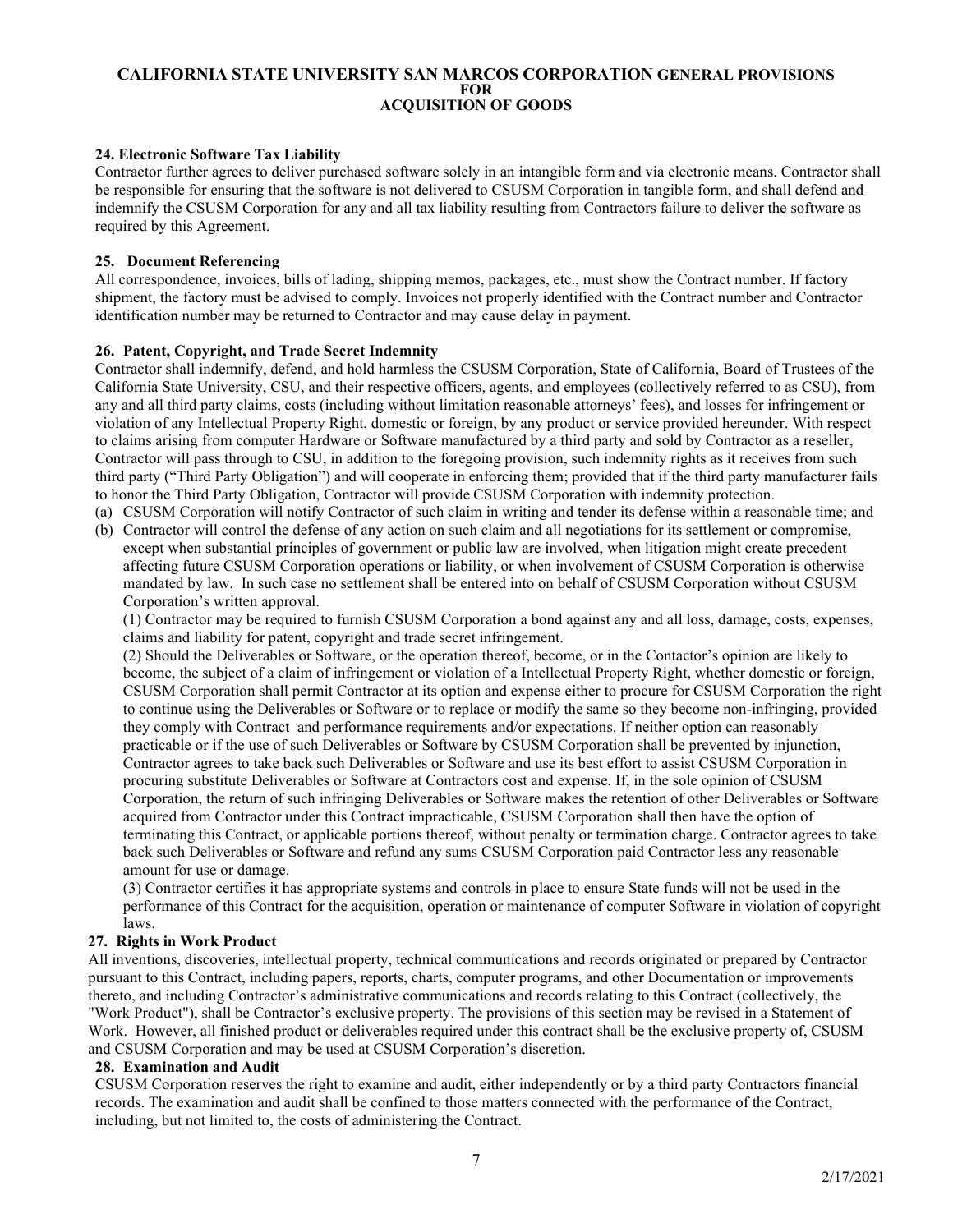**24. Electronic Software Tax Liability**

Contractor further agrees to deliver purchased software solely in an intangible form and via electronic means. Contractor shall be responsible for ensuring that the software is not delivered to CSUSM Corporation in tangible form, and shall defend and indemnify the CSUSM Corporation for any and all tax liability resulting from Contractors failure to deliver the software as required by this Agreement.

**25. Document Referencing**

All correspondence, invoices, bills of lading, shipping memos, packages, etc., must show the Contract number. If factory shipment, the factory must be advised to comply. Invoices not properly identified with the Contract number and Contractor identification number may be returned to Contractor and may cause delay in payment.

**26. Patent, Copyright, and Trade Secret Indemnity**

Contractor shall indemnify, defend, and hold harmless the CSUSM Corporation, State of California, Board of Trustees of the California State University, CSU, and their respective officers, agents, and employees (collectively referred to as CSU), from any and all third party claims, costs (including without limitation reasonable attorneys' fees), and losses for infringement or violation of any Intellectual Property Right, domestic or foreign, by any product or service provided hereunder. With respect to claims arising from computer Hardware or Software manufactured by a third party and sold by Contractor as a reseller, Contractor will pass through to CSU, in addition to the foregoing provision, such indemnity rights as it receives from such third party ("Third Party Obligation") and will cooperate in enforcing them; provided that if the third party manufacturer fails to honor the Third Party Obligation, Contractor will provide CSUSM Corporation with indemnity protection.

(a) CSUSM Corporation will notify Contractor of such claim in writing and tender its defense within a reasonable time; and

(b) Contractor will control the defense of any action on such claim and all negotiations for its settlement or compromise, except when substantial principles of government or public law are involved, when litigation might create precedent affecting future CSUSM Corporation operations or liability, or when involvement of CSUSM Corporation is otherwise mandated by law. In such case no settlement shall be entered into on behalf of CSUSM Corporation without CSUSM Corporation's written approval.

(1) Contractor may be required to furnish CSUSM Corporation a bond against any and all loss, damage, costs, expenses, claims and liability for patent, copyright and trade secret infringement.

(2) Should the Deliverables or Software, or the operation thereof, become, or in the Contactor's opinion are likely to become, the subject of a claim of infringement or violation of a Intellectual Property Right, whether domestic or foreign, CSUSM Corporation shall permit Contractor at its option and expense either to procure for CSUSM Corporation the right to continue using the Deliverables or Software or to replace or modify the same so they become non-infringing, provided they comply with Contract and performance requirements and/or expectations. If neither option can reasonably practicable or if the use of such Deliverables or Software by CSUSM Corporation shall be prevented by injunction, Contractor agrees to take back such Deliverables or Software and use its best effort to assist CSUSM Corporation in procuring substitute Deliverables or Software at Contractors cost and expense. If, in the sole opinion of CSUSM Corporation, the return of such infringing Deliverables or Software makes the retention of other Deliverables or Software acquired from Contractor under this Contract impracticable, CSUSM Corporation shall then have the option of terminating this Contract, or applicable portions thereof, without penalty or termination charge. Contractor agrees to take back such Deliverables or Software and refund any sums CSUSM Corporation paid Contractor less any reasonable amount for use or damage.

(3) Contractor certifies it has appropriate systems and controls in place to ensure State funds will not be used in the performance of this Contract for the acquisition, operation or maintenance of computer Software in violation of copyright laws.

**27. Rights in Work Product**

All inventions, discoveries, intellectual property, technical communications and records originated or prepared by Contractor pursuant to this Contract, including papers, reports, charts, computer programs, and other Documentation or improvements thereto, and including Contractor's administrative communications and records relating to this Contract (collectively, the "Work Product"), shall be Contractor's exclusive property. The provisions of this section may be revised in a Statement of Work. However, all finished product or deliverables required under this contract shall be the exclusive property of, CSUSM and CSUSM Corporation and may be used at CSUSM Corporation's discretion.

**28. Examination and Audit**

CSUSM Corporation reserves the right to examine and audit, either independently or by a third party Contractors financial records. The examination and audit shall be confined to those matters connected with the performance of the Contract, including, but not limited to, the costs of administering the Contract.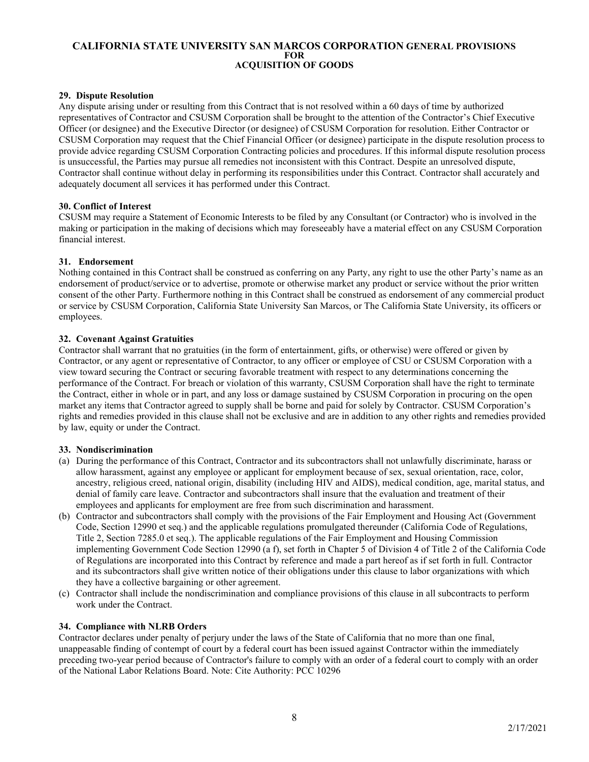**29. Dispute Resolution**

Any dispute arising under or resulting from this Contract that is not resolved within a 60 days of time by authorized representatives of Contractor and CSUSM Corporation shall be brought to the attention of the Contractor's Chief Executive Officer (or designee) and the Executive Director (or designee) of CSUSM Corporation for resolution. Either Contractor or CSUSM Corporation may request that the Chief Financial Officer (or designee) participate in the dispute resolution process to provide advice regarding CSUSM Corporation Contracting policies and procedures. If this informal dispute resolution process is unsuccessful, the Parties may pursue all remedies not inconsistent with this Contract. Despite an unresolved dispute, Contractor shall continue without delay in performing its responsibilities under this Contract. Contractor shall accurately and adequately document all services it has performed under this Contract.

**30. Conflict of Interest**

CSUSM may require a Statement of Economic Interests to be filed by any Consultant (or Contractor) who is involved in the making or participation in the making of decisions which may foreseeably have a material effect on any CSUSM Corporation financial interest.

**31. Endorsement**

Nothing contained in this Contract shall be construed as conferring on any Party, any right to use the other Party's name as an endorsement of product/service or to advertise, promote or otherwise market any product or service without the prior written consent of the other Party. Furthermore nothing in this Contract shall be construed as endorsement of any commercial product or service by CSUSM Corporation, California State University San Marcos, or The California State University, its officers or employees.

**32. Covenant Against Gratuities**

Contractor shall warrant that no gratuities (in the form of entertainment, gifts, or otherwise) were offered or given by Contractor, or any agent or representative of Contractor, to any officer or employee of CSU or CSUSM Corporation with a view toward securing the Contract or securing favorable treatment with respect to any determinations concerning the performance of the Contract. For breach or violation of this warranty, CSUSM Corporation shall have the right to terminate the Contract, either in whole or in part, and any loss or damage sustained by CSUSM Corporation in procuring on the open market any items that Contractor agreed to supply shall be borne and paid for solely by Contractor. CSUSM Corporation's rights and remedies provided in this clause shall not be exclusive and are in addition to any other rights and remedies provided by law, equity or under the Contract.

**33. Nondiscrimination**

(a) During the performance of this Contract, Contractor and its subcontractors shall not unlawfully discriminate, harass or allow harassment, against any employee or applicant for employment because of sex, sexual orientation, race, color, ancestry, religious creed, national origin, disability (including HIV and AIDS), medical condition, age, marital status, and denial of family care leave. Contractor and subcontractors shall insure that the evaluation and treatment of their employees and applicants for employment are free from such discrimination and harassment.

(b) Contractor and subcontractors shall comply with the provisions of the Fair Employment and Housing Act (Government Code, Section 12990 et seq.) and the applicable regulations promulgated thereunder (California Code of Regulations, Title 2, Section 7285.0 et seq.). The applicable regulations of the Fair Employment and Housing Commission implementing Government Code Section 12990 (a f), set forth in Chapter 5 of Division 4 of Title 2 of the California Code of Regulations are incorporated into this Contract by reference and made a part hereof as if set forth in full. Contractor and its subcontractors shall give written notice of their obligations under this clause to labor organizations with which they have a collective bargaining or other agreement.

(c) Contractor shall include the nondiscrimination and compliance provisions of this clause in all subcontracts to perform work under the Contract.

**34. Compliance with NLRB Orders**

Contractor declares under penalty of perjury under the laws of the State of California that no more than one final, unappeasable finding of contempt of court by a federal court has been issued against Contractor within the immediately preceding two-year period because of Contractor's failure to comply with an order of a federal court to comply with an order of the National Labor Relations Board. Note: Cite Authority: PCC 10296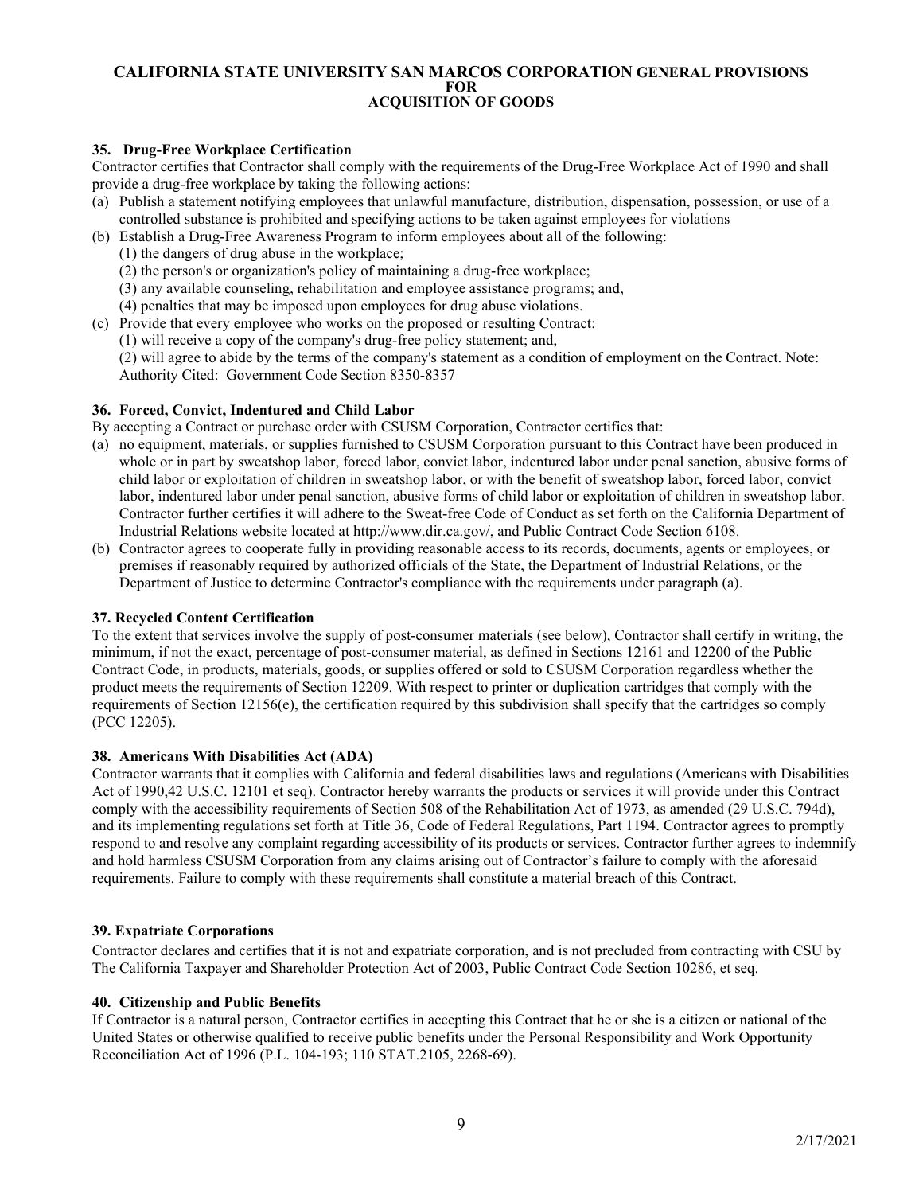### 35. Drug-Free Workplace Certification

Contractor certifies that Contractor shall comply with the requirements of the Drug-Free Workplace Act of 1990 and shall provide a drug-free workplace by taking the following actions:

(a) Publish a statement notifying employees that unlawful manufacture, distribution, dispensation, possession, or use of a controlled substance is prohibited and specifying actions to be taken against employees for violations

(b) Establish a Drug-Free Awareness Program to inform employees about all of the following:
   (1) the dangers of drug abuse in the workplace;
   (2) the person's or organization's policy of maintaining a drug-free workplace;
   (3) any available counseling, rehabilitation and employee assistance programs; and,
   (4) penalties that may be imposed upon employees for drug abuse violations.

(c) Provide that every employee who works on the proposed or resulting Contract:
   (1) will receive a copy of the company's drug-free policy statement; and,
   (2) will agree to abide by the terms of the company's statement as a condition of employment on the Contract. Note: Authority Cited: Government Code Section 8350-8357

### 36. Forced, Convict, Indentured and Child Labor

By accepting a Contract or purchase order with CSUSM Corporation, Contractor certifies that:

(a) no equipment, materials, or supplies furnished to CSUSM Corporation pursuant to this Contract have been produced in whole or in part by sweatshop labor, forced labor, convict labor, indentured labor under penal sanction, abusive forms of child labor or exploitation of children in sweatshop labor, or with the benefit of sweatshop labor, forced labor, convict labor, indentured labor under penal sanction, abusive forms of child labor or exploitation of children in sweatshop labor. Contractor further certifies it will adhere to the Sweat-free Code of Conduct as set forth on the California Department of Industrial Relations website located at http://www.dir.ca.gov/, and Public Contract Code Section 6108.

(b) Contractor agrees to cooperate fully in providing reasonable access to its records, documents, agents or employees, or premises if reasonably required by authorized officials of the State, the Department of Industrial Relations, or the Department of Justice to determine Contractor's compliance with the requirements under paragraph (a).

### 37. Recycled Content Certification

To the extent that services involve the supply of post-consumer materials (see below), Contractor shall certify in writing, the minimum, if not the exact, percentage of post-consumer material, as defined in Sections 12161 and 12200 of the Public Contract Code, in products, materials, goods, or supplies offered or sold to CSUSM Corporation regardless whether the product meets the requirements of Section 12209. With respect to printer or duplication cartridges that comply with the requirements of Section 12156(e), the certification required by this subdivision shall specify that the cartridges so comply (PCC 12205).

### 38. Americans With Disabilities Act (ADA)

Contractor warrants that it complies with California and federal disabilities laws and regulations (Americans with Disabilities Act of 1990,42 U.S.C. 12101 et seq). Contractor hereby warrants the products or services it will provide under this Contract comply with the accessibility requirements of Section 508 of the Rehabilitation Act of 1973, as amended (29 U.S.C. 794d), and its implementing regulations set forth at Title 36, Code of Federal Regulations, Part 1194. Contractor agrees to promptly respond to and resolve any complaint regarding accessibility of its products or services. Contractor further agrees to indemnify and hold harmless CSUSM Corporation from any claims arising out of Contractor's failure to comply with the aforesaid requirements. Failure to comply with these requirements shall constitute a material breach of this Contract.

### 39. Expatriate Corporations

Contractor declares and certifies that it is not and expatriate corporation, and is not precluded from contracting with CSU by The California Taxpayer and Shareholder Protection Act of 2003, Public Contract Code Section 10286, et seq.

### 40. Citizenship and Public Benefits

If Contractor is a natural person, Contractor certifies in accepting this Contract that he or she is a citizen or national of the United States or otherwise qualified to receive public benefits under the Personal Responsibility and Work Opportunity Reconciliation Act of 1996 (P.L. 104-193; 110 STAT.2105, 2268-69).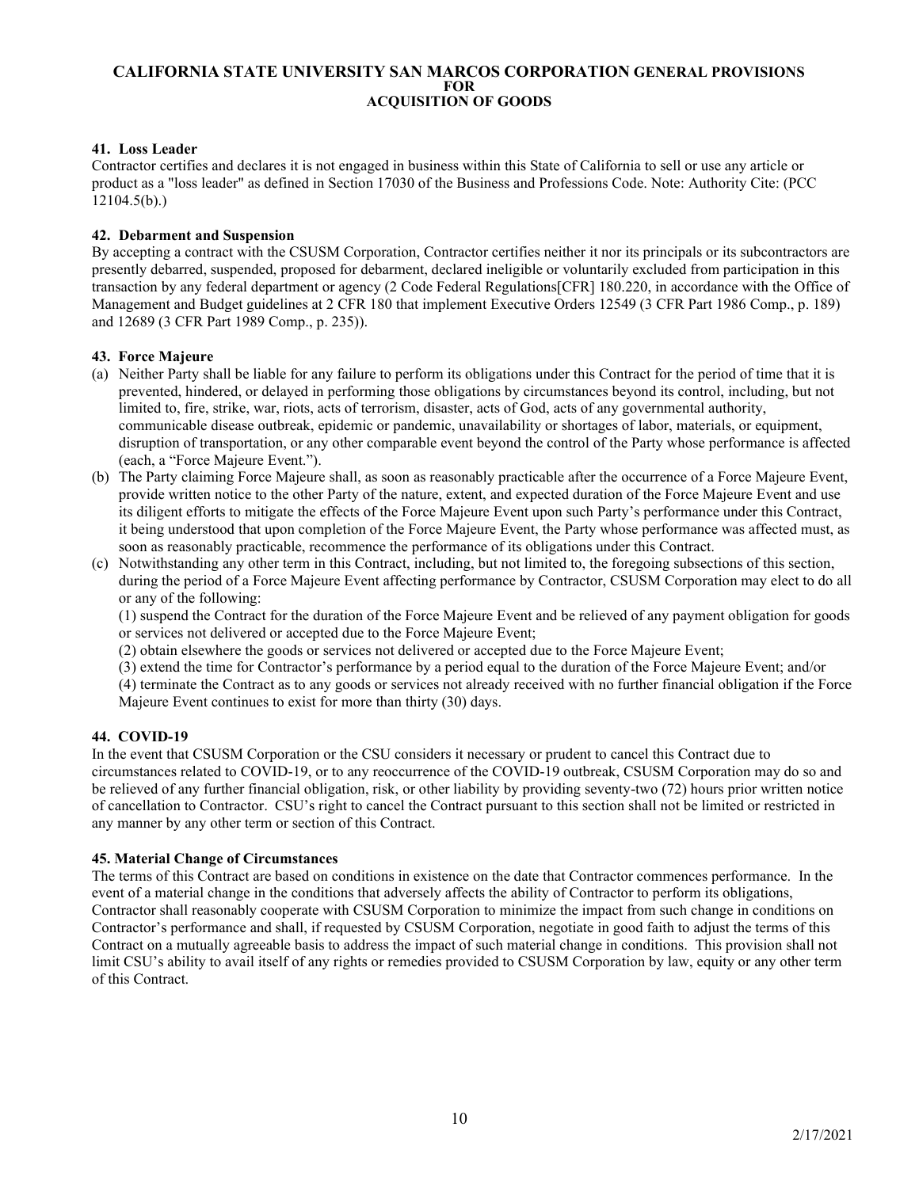# CALIFORNIA STATE UNIVERSITY SAN MARCOS CORPORATION GENERAL PROVISIONS FOR ACQUISITION OF GOODS

### 41. Loss Leader

Contractor certifies and declares it is not engaged in business within this State of California to sell or use any article or product as a "loss leader" as defined in Section 17030 of the Business and Professions Code. Note: Authority Cite: (PCC 12104.5(b).)

### 42. Debarment and Suspension

By accepting a contract with the CSUSM Corporation, Contractor certifies neither it nor its principals or its subcontractors are presently debarred, suspended, proposed for debarment, declared ineligible or voluntarily excluded from participation in this transaction by any federal department or agency (2 Code Federal Regulations[CFR] 180.220, in accordance with the Office of Management and Budget guidelines at 2 CFR 180 that implement Executive Orders 12549 (3 CFR Part 1986 Comp., p. 189) and 12689 (3 CFR Part 1989 Comp., p. 235)).

### 43. Force Majeure

(a) Neither Party shall be liable for any failure to perform its obligations under this Contract for the period of time that it is prevented, hindered, or delayed in performing those obligations by circumstances beyond its control, including, but not limited to, fire, strike, war, riots, acts of terrorism, disaster, acts of God, acts of any governmental authority, communicable disease outbreak, epidemic or pandemic, unavailability or shortages of labor, materials, or equipment, disruption of transportation, or any other comparable event beyond the control of the Party whose performance is affected (each, a "Force Majeure Event.").

(b) The Party claiming Force Majeure shall, as soon as reasonably practicable after the occurrence of a Force Majeure Event, provide written notice to the other Party of the nature, extent, and expected duration of the Force Majeure Event and use its diligent efforts to mitigate the effects of the Force Majeure Event upon such Party's performance under this Contract, it being understood that upon completion of the Force Majeure Event, the Party whose performance was affected must, as soon as reasonably practicable, recommence the performance of its obligations under this Contract.

(c) Notwithstanding any other term in this Contract, including, but not limited to, the foregoing subsections of this section, during the period of a Force Majeure Event affecting performance by Contractor, CSUSM Corporation may elect to do all or any of the following:

(1) suspend the Contract for the duration of the Force Majeure Event and be relieved of any payment obligation for goods or services not delivered or accepted due to the Force Majeure Event;

(2) obtain elsewhere the goods or services not delivered or accepted due to the Force Majeure Event;

(3) extend the time for Contractor's performance by a period equal to the duration of the Force Majeure Event; and/or

(4) terminate the Contract as to any goods or services not already received with no further financial obligation if the Force Majeure Event continues to exist for more than thirty (30) days.

### 44. COVID-19

In the event that CSUSM Corporation or the CSU considers it necessary or prudent to cancel this Contract due to circumstances related to COVID-19, or to any reoccurrence of the COVID-19 outbreak, CSUSM Corporation may do so and be relieved of any further financial obligation, risk, or other liability by providing seventy-two (72) hours prior written notice of cancellation to Contractor. CSU's right to cancel the Contract pursuant to this section shall not be limited or restricted in any manner by any other term or section of this Contract.

### 45. Material Change of Circumstances

The terms of this Contract are based on conditions in existence on the date that Contractor commences performance. In the event of a material change in the conditions that adversely affects the ability of Contractor to perform its obligations, Contractor shall reasonably cooperate with CSUSM Corporation to minimize the impact from such change in conditions on Contractor's performance and shall, if requested by CSUSM Corporation, negotiate in good faith to adjust the terms of this Contract on a mutually agreeable basis to address the impact of such material change in conditions. This provision shall not limit CSU's ability to avail itself of any rights or remedies provided to CSUSM Corporation by law, equity or any other term of this Contract.